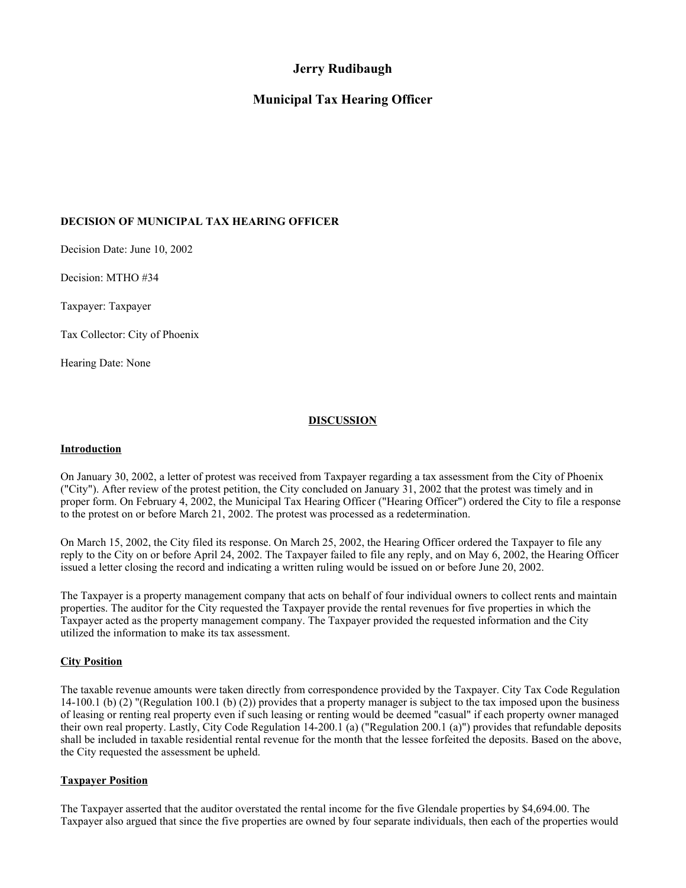# Jerry Rudibaugh

## Municipal Tax Hearing Officer

**DECISION OF MUNICIPAL TAX HEARING OFFICER**

Decision Date: June 10, 2002

Decision: MTHO #34

Taxpayer: Taxpayer

Tax Collector: City of Phoenix

Hearing Date: None

**DISCUSSION**

**Introduction**

On January 30, 2002, a letter of protest was received from Taxpayer regarding a tax assessment from the City of Phoenix ("City"). After review of the protest petition, the City concluded on January 31, 2002 that the protest was timely and in proper form. On February 4, 2002, the Municipal Tax Hearing Officer ("Hearing Officer") ordered the City to file a response to the protest on or before March 21, 2002. The protest was processed as a redetermination.

On March 15, 2002, the City filed its response. On March 25, 2002, the Hearing Officer ordered the Taxpayer to file any reply to the City on or before April 24, 2002. The Taxpayer failed to file any reply, and on May 6, 2002, the Hearing Officer issued a letter closing the record and indicating a written ruling would be issued on or before June 20, 2002.

The Taxpayer is a property management company that acts on behalf of four individual owners to collect rents and maintain properties. The auditor for the City requested the Taxpayer provide the rental revenues for five properties in which the Taxpayer acted as the property management company. The Taxpayer provided the requested information and the City utilized the information to make its tax assessment.

**City Position**

The taxable revenue amounts were taken directly from correspondence provided by the Taxpayer. City Tax Code Regulation 14-100.1 (b) (2) "(Regulation 100.1 (b) (2)) provides that a property manager is subject to the tax imposed upon the business of leasing or renting real property even if such leasing or renting would be deemed "casual" if each property owner managed their own real property. Lastly, City Code Regulation 14-200.1 (a) ("Regulation 200.1 (a)") provides that refundable deposits shall be included in taxable residential rental revenue for the month that the lessee forfeited the deposits. Based on the above, the City requested the assessment be upheld.

**Taxpayer Position**

The Taxpayer asserted that the auditor overstated the rental income for the five Glendale properties by $4,694.00. The Taxpayer also argued that since the five properties are owned by four separate individuals, then each of the properties would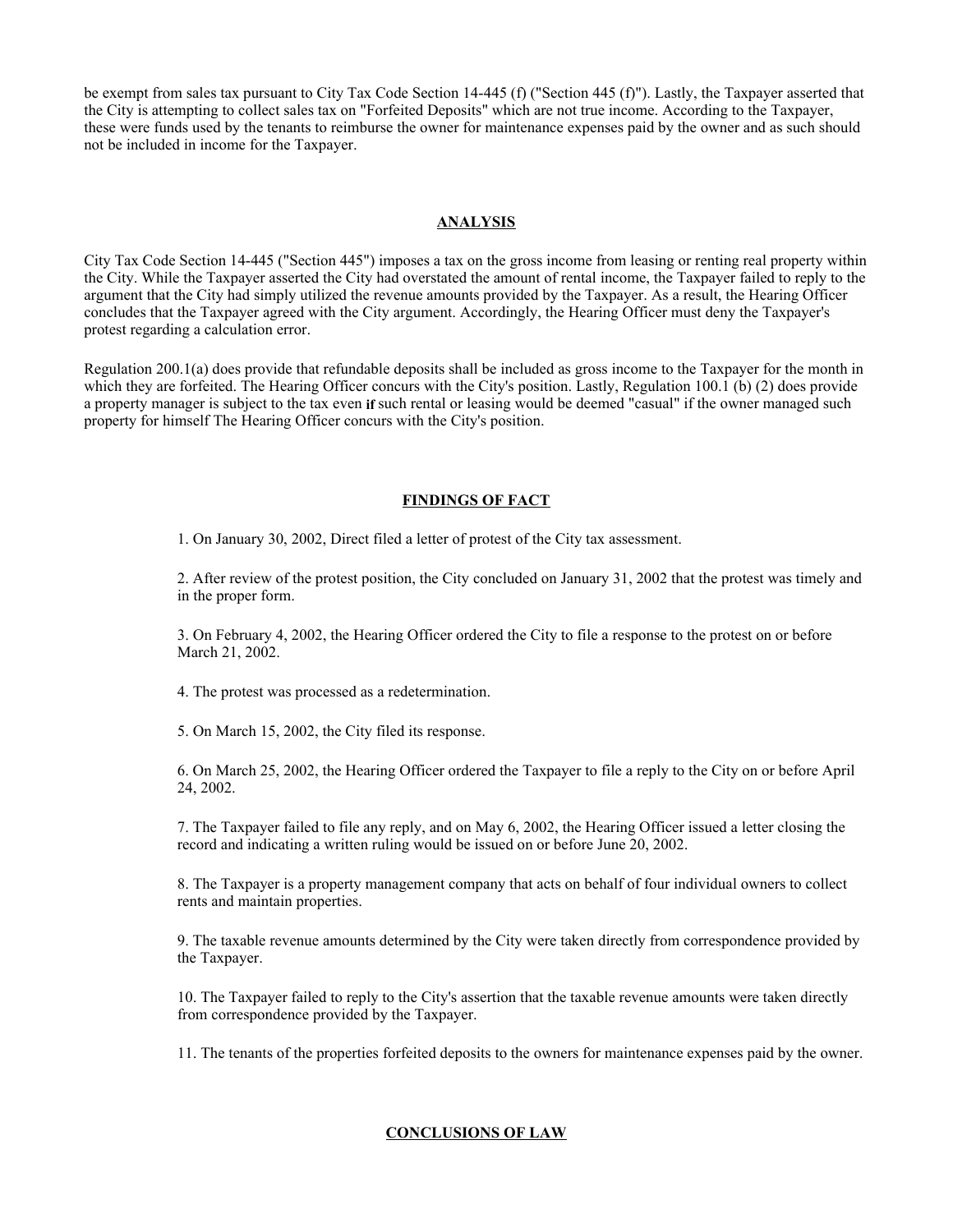be exempt from sales tax pursuant to City Tax Code Section 14-445 (f) ("Section 445 (f)"). Lastly, the Taxpayer asserted that the City is attempting to collect sales tax on "Forfeited Deposits" which are not true income. According to the Taxpayer, these were funds used by the tenants to reimburse the owner for maintenance expenses paid by the owner and as such should not be included in income for the Taxpayer.

## ANALYSIS

City Tax Code Section 14-445 ("Section 445") imposes a tax on the gross income from leasing or renting real property within the City. While the Taxpayer asserted the City had overstated the amount of rental income, the Taxpayer failed to reply to the argument that the City had simply utilized the revenue amounts provided by the Taxpayer. As a result, the Hearing Officer concludes that the Taxpayer agreed with the City argument. Accordingly, the Hearing Officer must deny the Taxpayer's protest regarding a calculation error.

Regulation 200.1(a) does provide that refundable deposits shall be included as gross income to the Taxpayer for the month in which they are forfeited. The Hearing Officer concurs with the City's position. Lastly, Regulation 100.1 (b) (2) does provide a property manager is subject to the tax even if such rental or leasing would be deemed "casual" if the owner managed such property for himself The Hearing Officer concurs with the City's position.

## FINDINGS OF FACT

1. On January 30, 2002, Direct filed a letter of protest of the City tax assessment.

2. After review of the protest position, the City concluded on January 31, 2002 that the protest was timely and in the proper form.

3. On February 4, 2002, the Hearing Officer ordered the City to file a response to the protest on or before March 21, 2002.

4. The protest was processed as a redetermination.

5. On March 15, 2002, the City filed its response.

6. On March 25, 2002, the Hearing Officer ordered the Taxpayer to file a reply to the City on or before April 24, 2002.

7. The Taxpayer failed to file any reply, and on May 6, 2002, the Hearing Officer issued a letter closing the record and indicating a written ruling would be issued on or before June 20, 2002.

8. The Taxpayer is a property management company that acts on behalf of four individual owners to collect rents and maintain properties.

9. The taxable revenue amounts determined by the City were taken directly from correspondence provided by the Taxpayer.

10. The Taxpayer failed to reply to the City's assertion that the taxable revenue amounts were taken directly from correspondence provided by the Taxpayer.

11. The tenants of the properties forfeited deposits to the owners for maintenance expenses paid by the owner.

## CONCLUSIONS OF LAW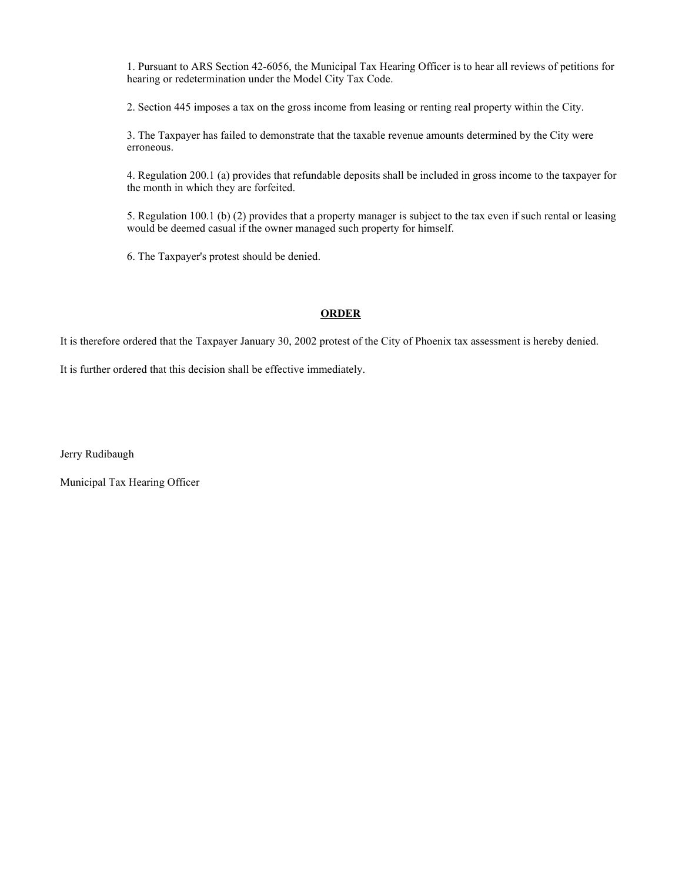1. Pursuant to ARS Section 42-6056, the Municipal Tax Hearing Officer is to hear all reviews of petitions for hearing or redetermination under the Model City Tax Code.

2. Section 445 imposes a tax on the gross income from leasing or renting real property within the City.

3. The Taxpayer has failed to demonstrate that the taxable revenue amounts determined by the City were erroneous.

4. Regulation 200.1 (a) provides that refundable deposits shall be included in gross income to the taxpayer for the month in which they are forfeited.

5. Regulation 100.1 (b) (2) provides that a property manager is subject to the tax even if such rental or leasing would be deemed casual if the owner managed such property for himself.

6. The Taxpayer's protest should be denied.

## ORDER

It is therefore ordered that the Taxpayer January 30, 2002 protest of the City of Phoenix tax assessment is hereby denied.

It is further ordered that this decision shall be effective immediately.

Jerry Rudibaugh

Municipal Tax Hearing Officer